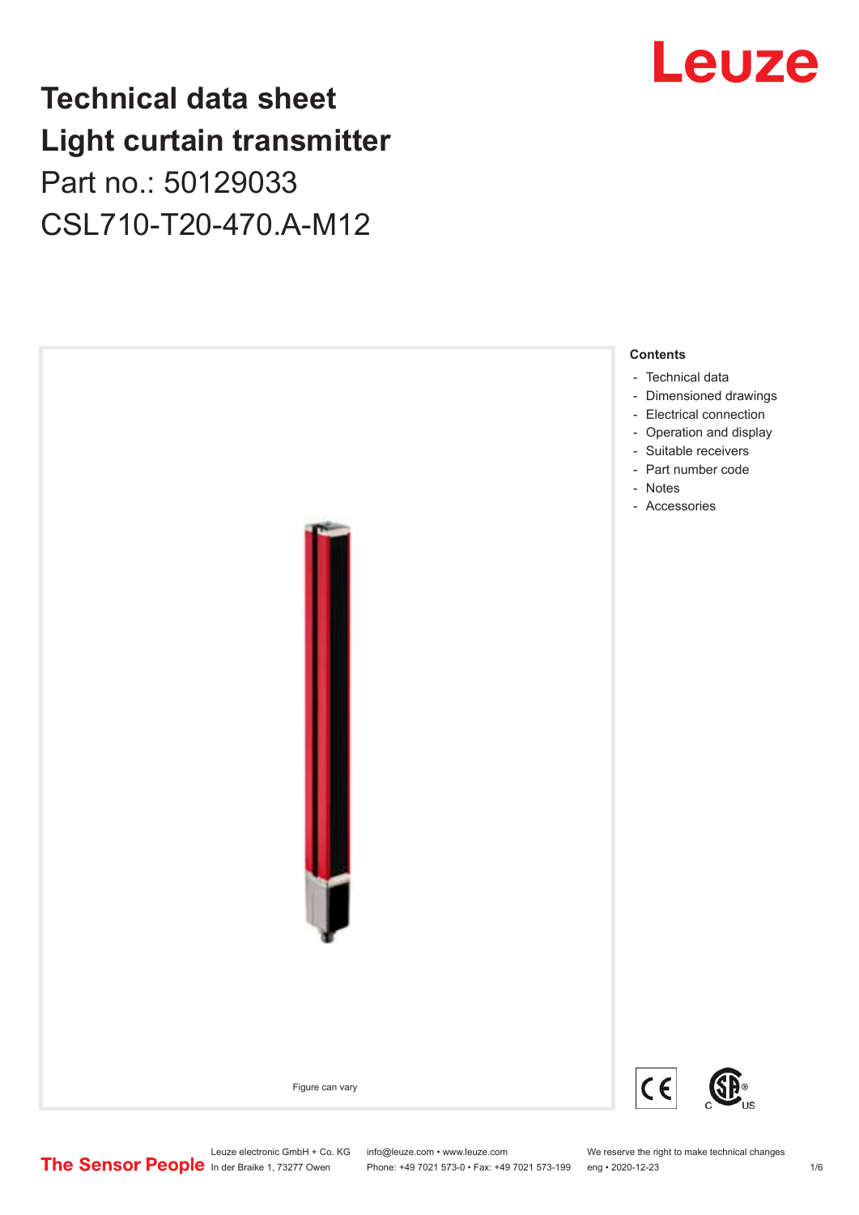# Technical data sheet
# Light curtain transmitter

Part no.: 50129033

CSL710-T20-470.A-M12

Figure can vary

**Contents**

- Technical data
- Dimensioned drawings
- Electrical connection
- Operation and display
- Suitable receivers
- Part number code
- Notes
- Accessories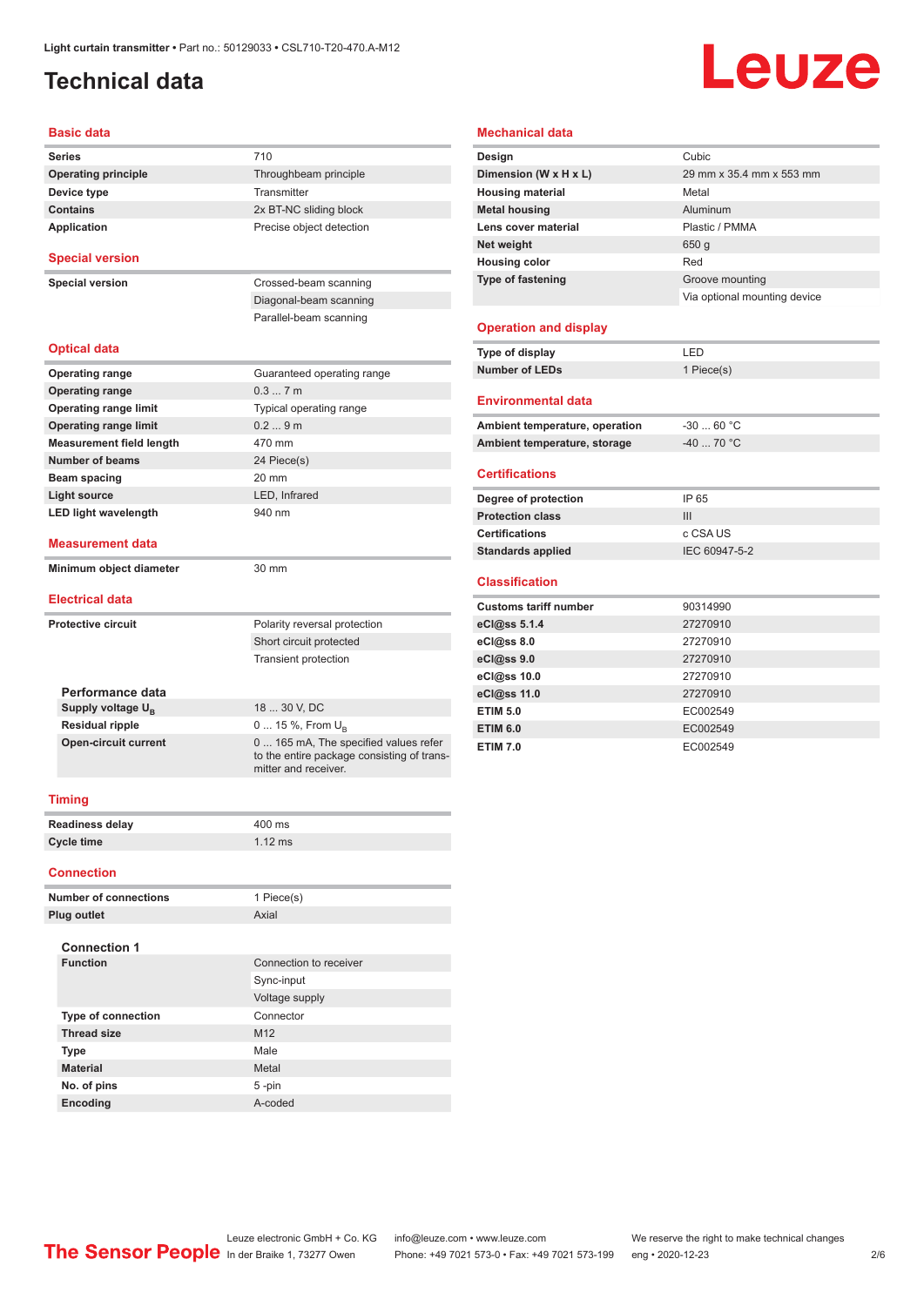# Technical data

## Basic data

| | |
|---|---|
| Series | 710 |
| Operating principle | Throughbeam principle |
| Device type | Transmitter |
| Contains | 2x BT-NC sliding block |
| Application | Precise object detection |

## Special version

| | |
|---|---|
| Special version | Crossed-beam scanning |
| | Diagonal-beam scanning |
| | Parallel-beam scanning |

## Optical data

| | |
|---|---|
| Operating range | Guaranteed operating range |
| Operating range | 0.3 ... 7 m |
| Operating range limit | Typical operating range |
| Operating range limit | 0.2 ... 9 m |
| Measurement field length | 470 mm |
| Number of beams | 24 Piece(s) |
| Beam spacing | 20 mm |
| Light source | LED, Infrared |
| LED light wavelength | 940 nm |

## Measurement data

| | |
|---|---|
| Minimum object diameter | 30 mm |

## Electrical data

| | |
|---|---|
| Protective circuit | Polarity reversal protection |
| | Short circuit protected |
| | Transient protection |

### Performance data

| | |
|---|---|
| Supply voltage $U_B$ | 18 ... 30 V, DC |
| Residual ripple | 0 ... 15 %, From $U_B$ |
| Open-circuit current | 0 ... 165 mA, The specified values refer to the entire package consisting of transmitter and receiver. |

## Timing

| | |
|---|---|
| Readiness delay | 400 ms |
| Cycle time | 1.12 ms |

## Connection

| | |
|---|---|
| Number of connections | 1 Piece(s) |
| Plug outlet | Axial |

### Connection 1

| | |
|---|---|
| Function | Connection to receiver |
| | Sync-input |
| | Voltage supply |
| Type of connection | Connector |
| Thread size | M12 |
| Type | Male |
| Material | Metal |
| No. of pins | 5 -pin |
| Encoding | A-coded |

## Mechanical data

| | |
|---|---|
| Design | Cubic |
| Dimension (W x H x L) | 29 mm x 35.4 mm x 553 mm |
| Housing material | Metal |
| Metal housing | Aluminum |
| Lens cover material | Plastic / PMMA |
| Net weight | 650 g |
| Housing color | Red |
| Type of fastening | Groove mounting |
| | Via optional mounting device |

## Operation and display

| | |
|---|---|
| Type of display | LED |
| Number of LEDs | 1 Piece(s) |

## Environmental data

| | |
|---|---|
| Ambient temperature, operation | -30 ... 60 °C |
| Ambient temperature, storage | -40 ... 70 °C |

## Certifications

| | |
|---|---|
| Degree of protection | IP 65 |
| Protection class | III |
| Certifications | c CSA US |
| Standards applied | IEC 60947-5-2 |

## Classification

| | |
|---|---|
| Customs tariff number | 90314990 |
| eCl@ss 5.1.4 | 27270910 |
| eCl@ss 8.0 | 27270910 |
| eCl@ss 9.0 | 27270910 |
| eCl@ss 10.0 | 27270910 |
| eCl@ss 11.0 | 27270910 |
| ETIM 5.0 | EC002549 |
| ETIM 6.0 | EC002549 |
| ETIM 7.0 | EC002549 |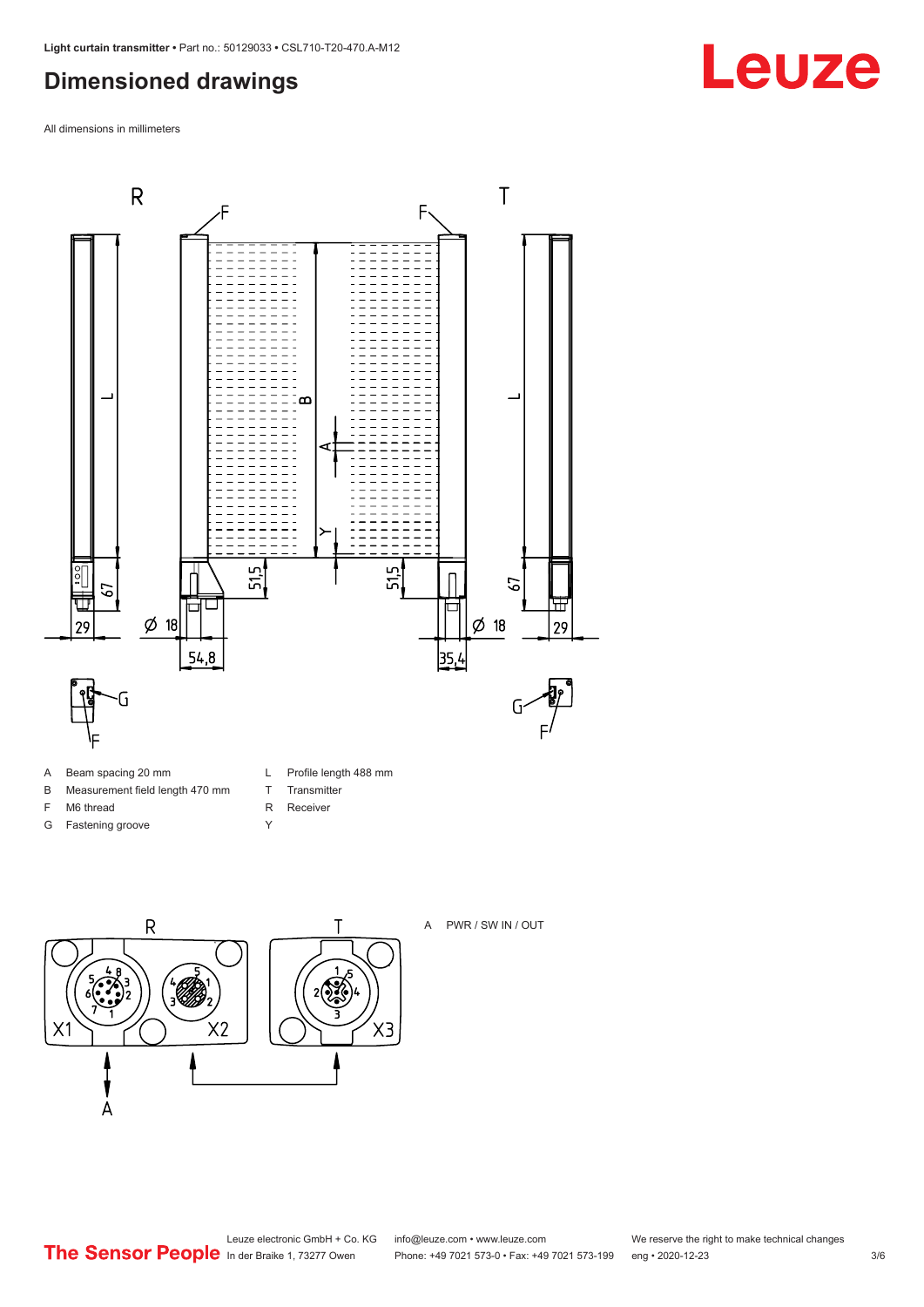# Dimensioned drawings

All dimensions in millimeters

| | | | |
|---|---|---|---|
| A | Beam spacing 20 mm | L | Profile length 488 mm |
| B | Measurement field length 470 mm | T | Transmitter |
| F | M6 thread | R | Receiver |
| G | Fastening groove | Y | |

A PWR / SW IN / OUT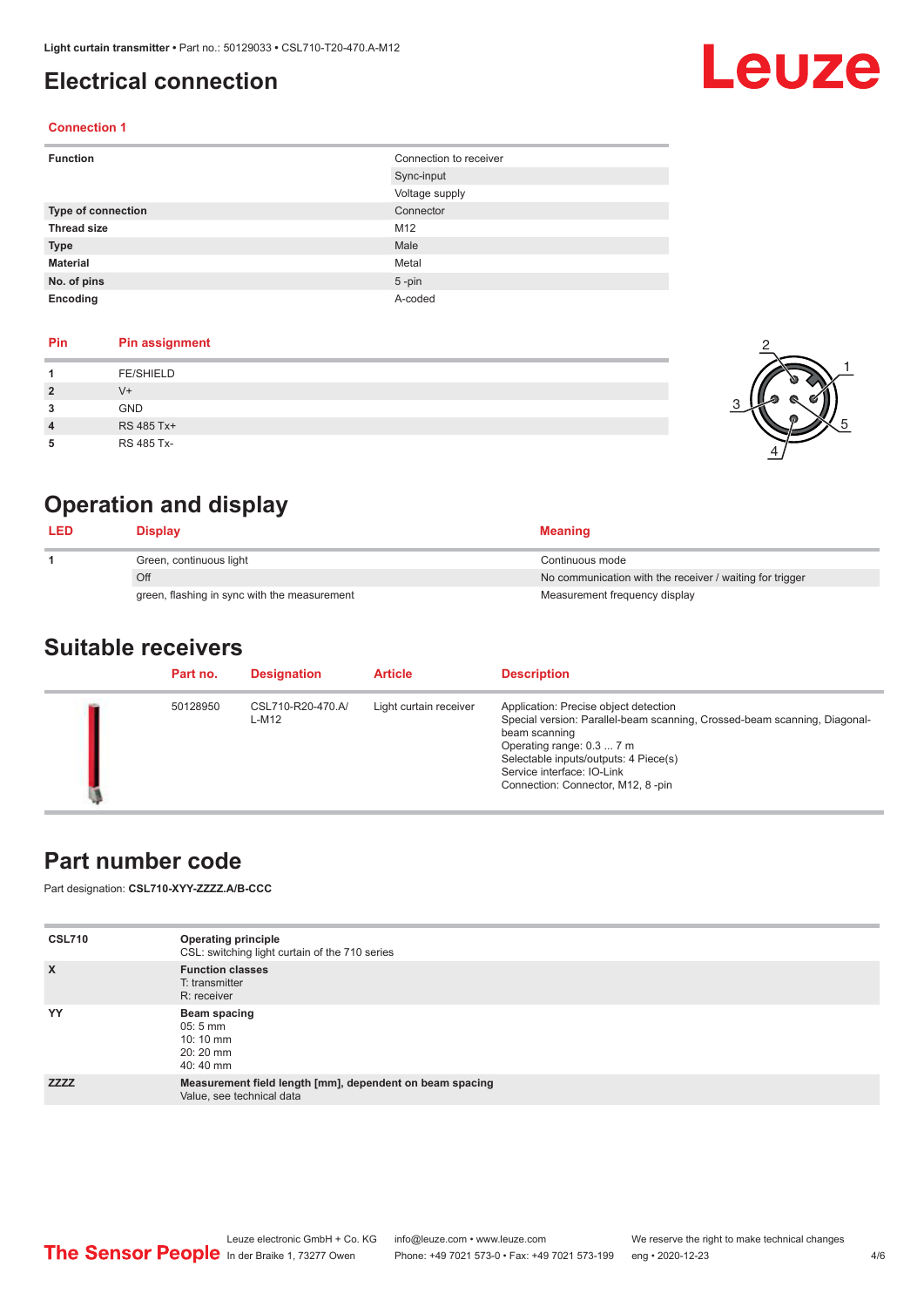# Electrical connection

### Connection 1

| Function | Connection to receiver |
|---|---|
| | Sync-input |
| | Voltage supply |
| **Type of connection** | Connector |
| **Thread size** | M12 |
| **Type** | Male |
| **Material** | Metal |
| **No. of pins** | 5 -pin |
| **Encoding** | A-coded |

| Pin | Pin assignment |
|---|---|
| 1 | FE/SHIELD |
| 2 | V+ |
| 3 | GND |
| 4 | RS 485 Tx+ |
| 5 | RS 485 Tx- |

# Operation and display

| LED | Display | Meaning |
|---|---|---|
| 1 | Green, continuous light | Continuous mode |
| | Off | No communication with the receiver / waiting for trigger |
| | green, flashing in sync with the measurement | Measurement frequency display |

# Suitable receivers

| Part no. | Designation | Article | Description |
|---|---|---|---|
| 50128950 | CSL710-R20-470.A/L-M12 | Light curtain receiver | Application: Precise object detection<br>Special version: Parallel-beam scanning, Crossed-beam scanning, Diagonal-beam scanning<br>Operating range: 0.3 ... 7 m<br>Selectable inputs/outputs: 4 Piece(s)<br>Service interface: IO-Link<br>Connection: Connector, M12, 8 -pin |

# Part number code

Part designation: **CSL710-XYY-ZZZZ.A/B-CCC**

| CSL710 | **Operating principle**<br>CSL: switching light curtain of the 710 series |
|---|---|
| **X** | **Function classes**<br>T: transmitter<br>R: receiver |
| **YY** | **Beam spacing**<br>05: 5 mm<br>10: 10 mm<br>20: 20 mm<br>40: 40 mm |
| **ZZZZ** | **Measurement field length [mm], dependent on beam spacing**<br>Value, see technical data |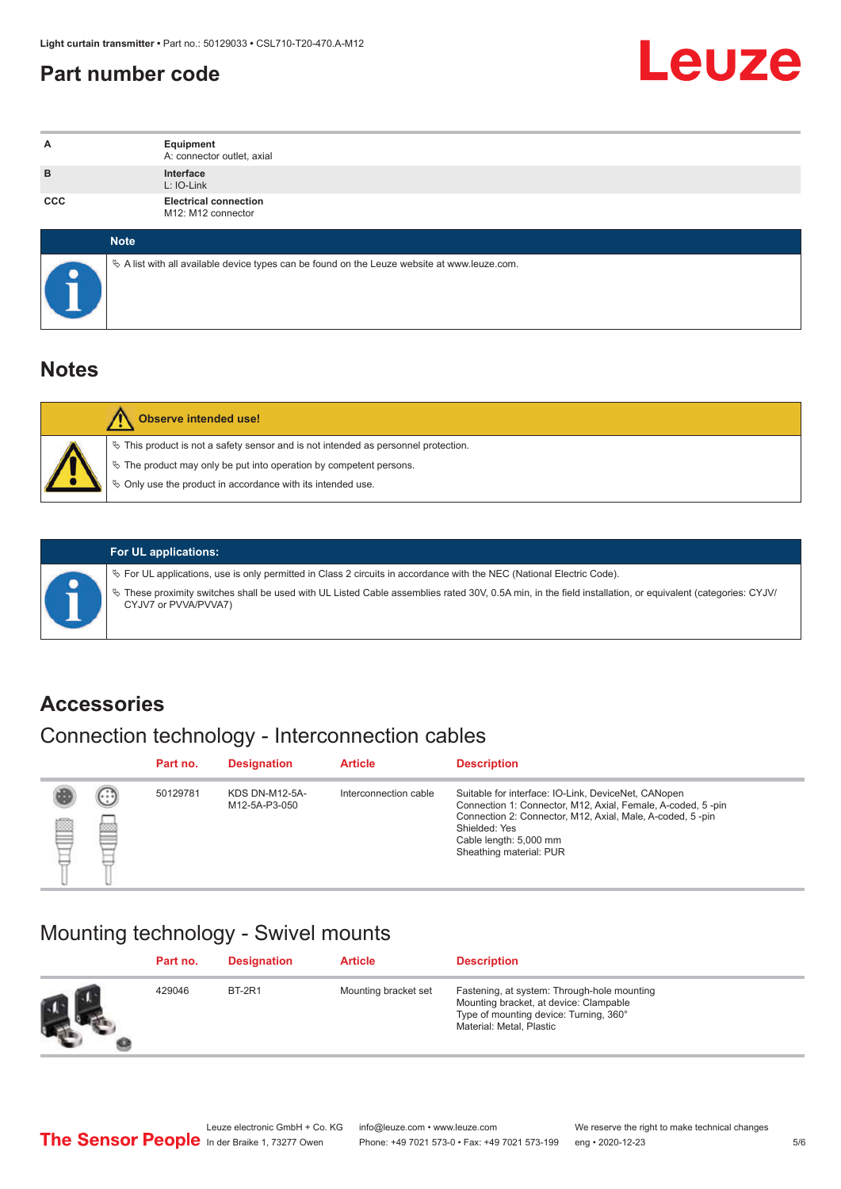## Part number code

| | |
|---|---|
| **A** | **Equipment**<br>A: connector outlet, axial |
| **B** | **Interface**<br>L: IO-Link |
| **CCC** | **Electrical connection**<br>M12: M12 connector |

**Note**

- A list with all available device types can be found on the Leuze website at www.leuze.com.

## Notes

**Observe intended use!**

- This product is not a safety sensor and is not intended as personnel protection.
- The product may only be put into operation by competent persons.
- Only use the product in accordance with its intended use.

**For UL applications:**

- For UL applications, use is only permitted in Class 2 circuits in accordance with the NEC (National Electric Code).
- These proximity switches shall be used with UL Listed Cable assemblies rated 30V, 0.5A min, in the field installation, or equivalent (categories: CYJV/CYJV7 or PVVA/PVVA7)

## Accessories

### Connection technology - Interconnection cables

| Part no. | Designation | Article | Description |
|---|---|---|---|
| 50129781 | KDS DN-M12-5A-M12-5A-P3-050 | Interconnection cable | Suitable for interface: IO-Link, DeviceNet, CANopen<br>Connection 1: Connector, M12, Axial, Female, A-coded, 5 -pin<br>Connection 2: Connector, M12, Axial, Male, A-coded, 5 -pin<br>Shielded: Yes<br>Cable length: 5,000 mm<br>Sheathing material: PUR |

### Mounting technology - Swivel mounts

| Part no. | Designation | Article | Description |
|---|---|---|---|
| 429046 | BT-2R1 | Mounting bracket set | Fastening, at system: Through-hole mounting<br>Mounting bracket, at device: Clampable<br>Type of mounting device: Turning, 360°<br>Material: Metal, Plastic |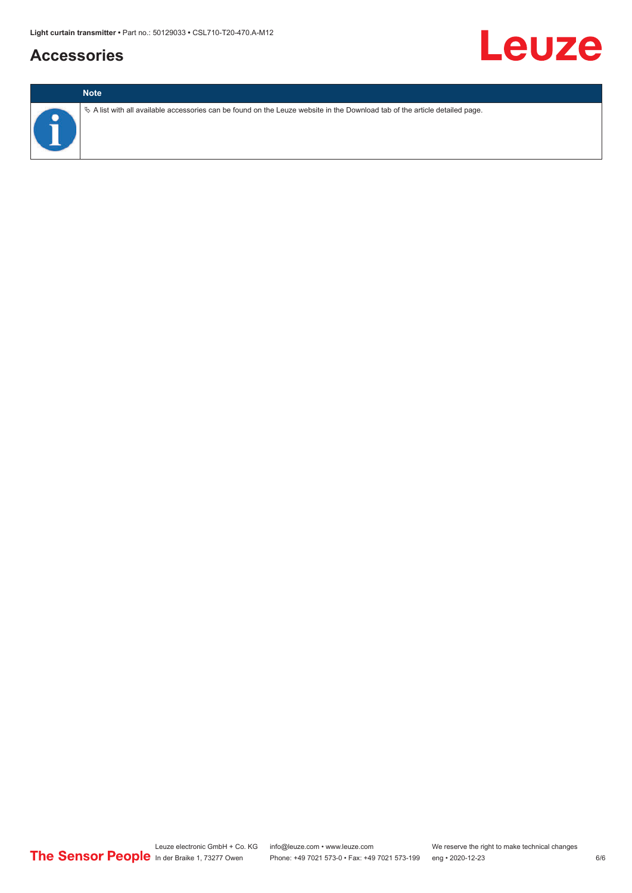## Accessories

| | Note |
|---|---|
| | ✎ A list with all available accessories can be found on the Leuze website in the Download tab of the article detailed page. |